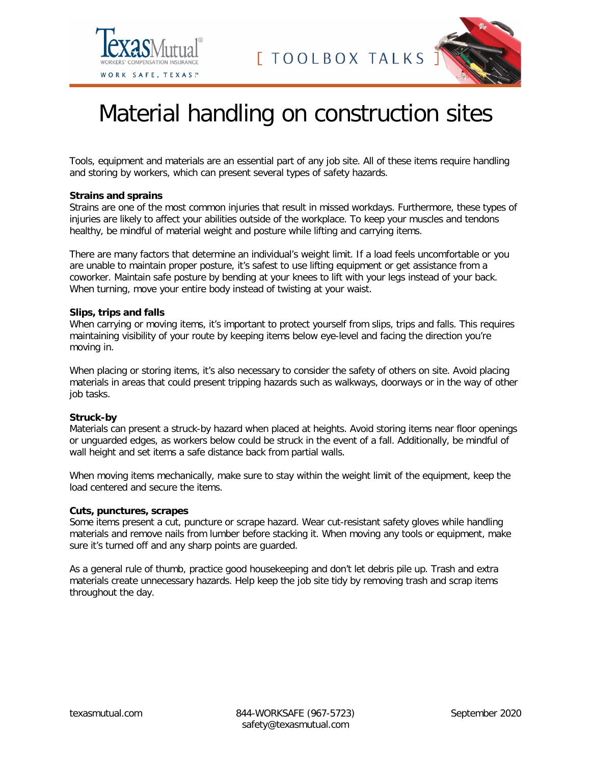# Material handling on construction sites

Tools, equipment and materials are an essential part of any job site. All of these items require handling and storing by workers, which can present several types of safety hazards.

**Strains and sprains**

Strains are one of the most common injuries that result in missed workdays. Furthermore, these types of injuries are likely to affect your abilities outside of the workplace. To keep your muscles and tendons healthy, be mindful of material weight and posture while lifting and carrying items.

There are many factors that determine an individual's weight limit. If a load feels uncomfortable or you are unable to maintain proper posture, it's safest to use lifting equipment or get assistance from a coworker. Maintain safe posture by bending at your knees to lift with your legs instead of your back. When turning, move your entire body instead of twisting at your waist.

**Slips, trips and falls**

When carrying or moving items, it's important to protect yourself from slips, trips and falls. This requires maintaining visibility of your route by keeping items below eye-level and facing the direction you're moving in.

When placing or storing items, it's also necessary to consider the safety of others on site. Avoid placing materials in areas that could present tripping hazards such as walkways, doorways or in the way of other job tasks.

**Struck-by**

Materials can present a struck-by hazard when placed at heights. Avoid storing items near floor openings or unguarded edges, as workers below could be struck in the event of a fall. Additionally, be mindful of wall height and set items a safe distance back from partial walls.

When moving items mechanically, make sure to stay within the weight limit of the equipment, keep the load centered and secure the items.

**Cuts, punctures, scrapes**

Some items present a cut, puncture or scrape hazard. Wear cut-resistant safety gloves while handling materials and remove nails from lumber before stacking it. When moving any tools or equipment, make sure it's turned off and any sharp points are guarded.

As a general rule of thumb, practice good housekeeping and don't let debris pile up. Trash and extra materials create unnecessary hazards. Help keep the job site tidy by removing trash and scrap items throughout the day.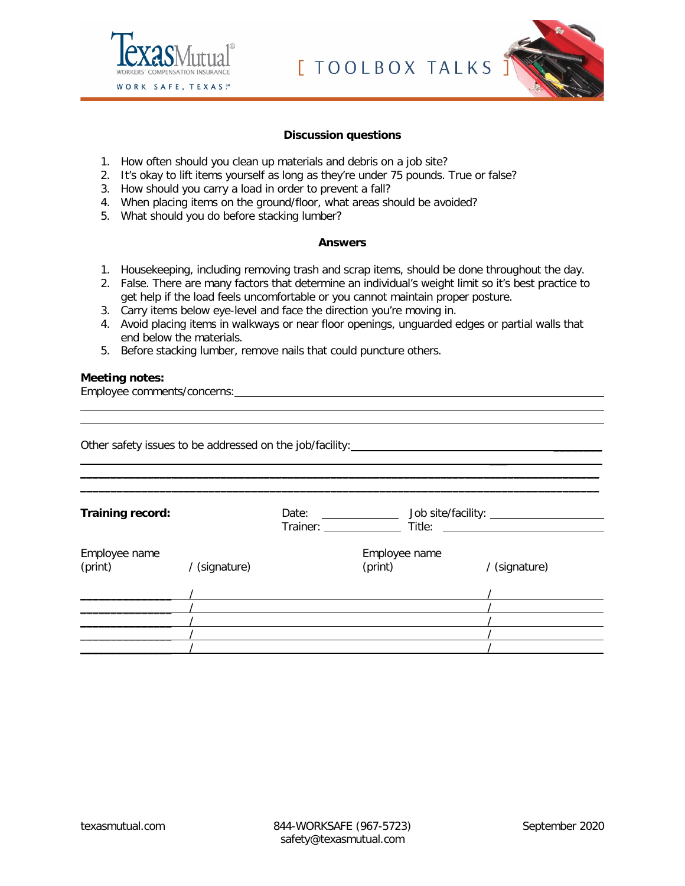## Discussion questions

1. How often should you clean up materials and debris on a job site?
2. It's okay to lift items yourself as long as they're under 75 pounds. True or false?
3. How should you carry a load in order to prevent a fall?
4. When placing items on the ground/floor, what areas should be avoided?
5. What should you do before stacking lumber?

## Answers

1. Housekeeping, including removing trash and scrap items, should be done throughout the day.
2. False. There are many factors that determine an individual's weight limit so it's best practice to get help if the load feels uncomfortable or you cannot maintain proper posture.
3. Carry items below eye-level and face the direction you're moving in.
4. Avoid placing items in walkways or near floor openings, unguarded edges or partial walls that end below the materials.
5. Before stacking lumber, remove nails that could puncture others.

**Meeting notes:**

Employee comments/concerns: ______________________________________________

______________________________________________________________________

______________________________________________________________________

Other safety issues to be addressed on the job/facility: ______________________________

______________________________________________________________________

______________________________________________________________________

______________________________________________________________________

**Training record:**

Date: ____________ Job site/facility: ____________________

Trainer: ____________ Title: ____________________

| Employee name (print) | / (signature) | Employee name (print) | / (signature) |
|---|---|---|---|
| | / | | / |
| | / | | / |
| | / | | / |
| | / | | / |
| | / | | / |

texasmutual.com

844-WORKSAFE (967-5723)
safety@texasmutual.com

September 2020